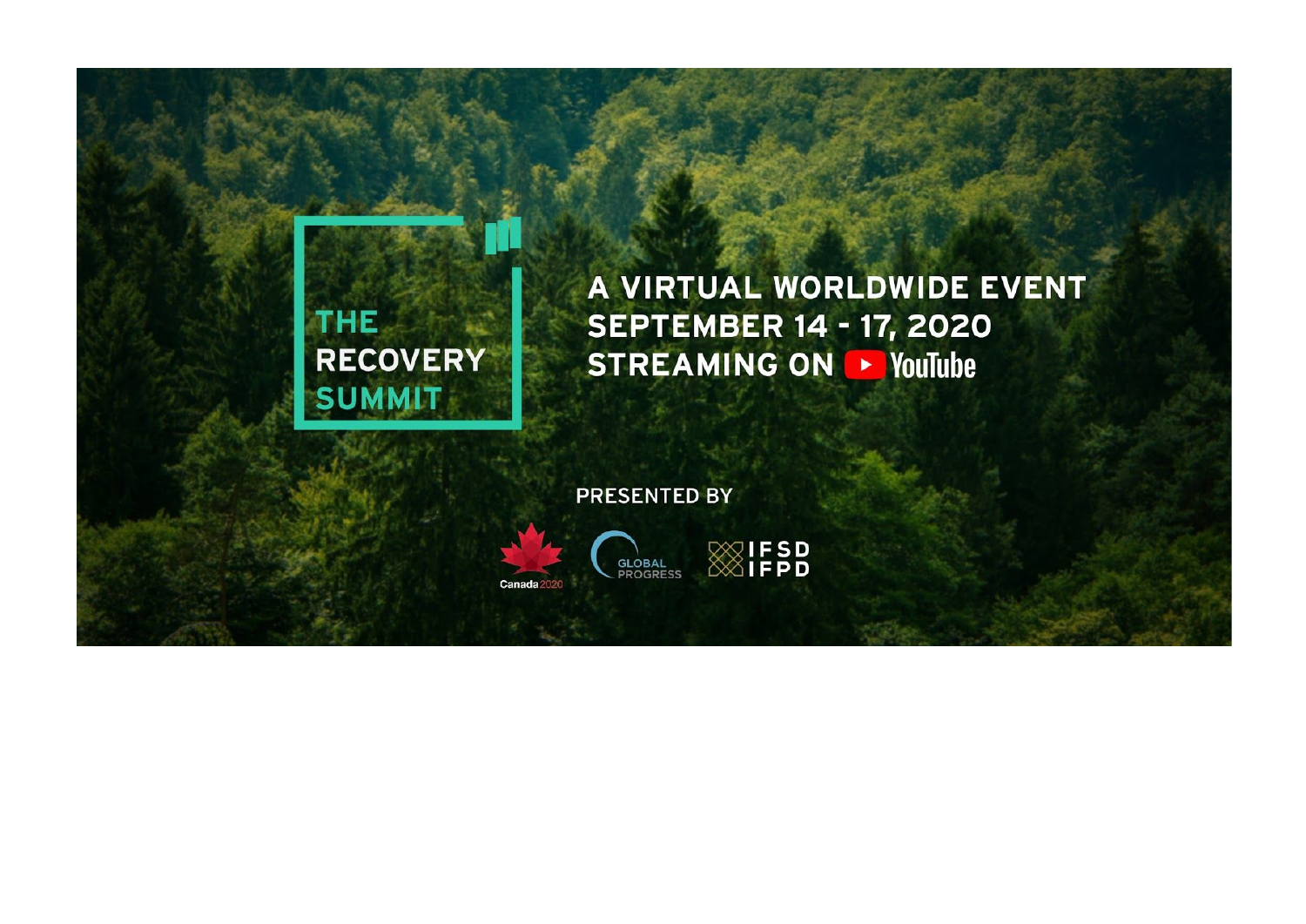# THE RECOVERY SUMMIT

**A VIRTUAL WORLDWIDE EVENT**
**SEPTEMBER 14 - 17, 2020**
**STREAMING ON YouTube**

PRESENTED BY

Canada 2020 | GLOBAL PROGRESS | IFSD IFPD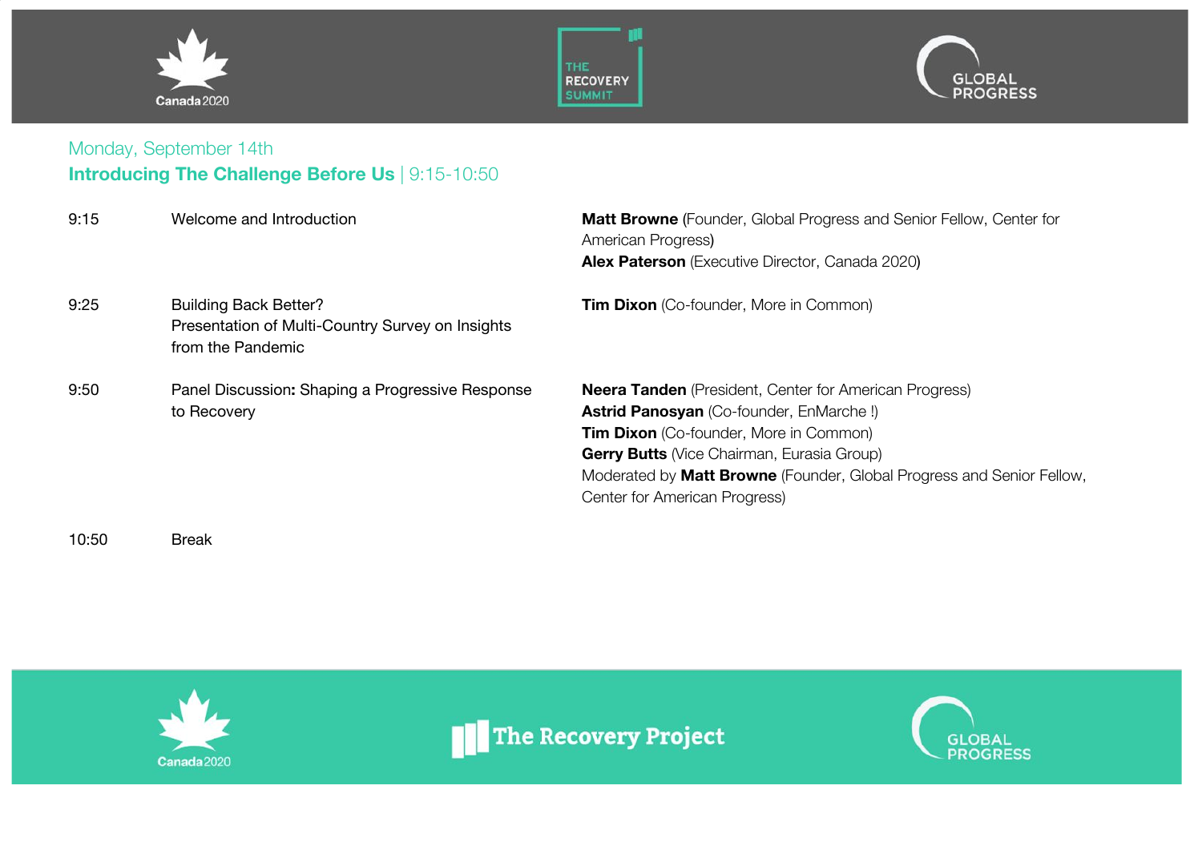Monday, September 14th

## Introducing The Challenge Before Us | 9:15-10:50

| | | |
|---|---|---|
| 9:15 | Welcome and Introduction | **Matt Browne** (Founder, Global Progress and Senior Fellow, Center for American Progress)<br>**Alex Paterson** (Executive Director, Canada 2020) |
| 9:25 | Building Back Better?<br>Presentation of Multi-Country Survey on Insights from the Pandemic | **Tim Dixon** (Co-founder, More in Common) |
| 9:50 | Panel Discussion: Shaping a Progressive Response to Recovery | **Neera Tanden** (President, Center for American Progress)<br>**Astrid Panosyan** (Co-founder, EnMarche !)<br>**Tim Dixon** (Co-founder, More in Common)<br>**Gerry Butts** (Vice Chairman, Eurasia Group)<br>Moderated by **Matt Browne** (Founder, Global Progress and Senior Fellow, Center for American Progress) |
| 10:50 | Break | |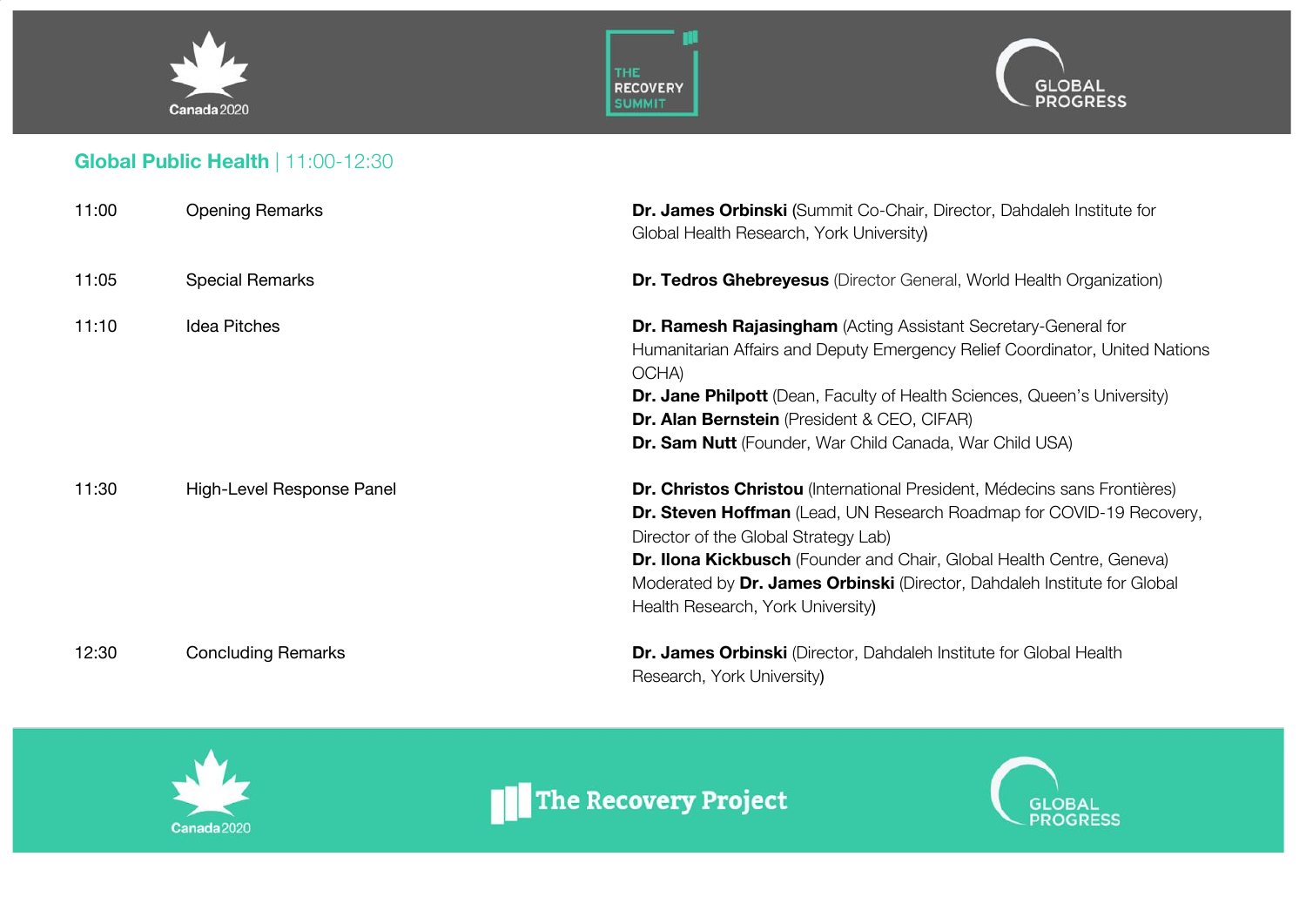## Global Public Health | 11:00-12:30

| Time | Session | Speakers |
|---|---|---|
| 11:00 | Opening Remarks | **Dr. James Orbinski** (Summit Co-Chair, Director, Dahdaleh Institute for Global Health Research, York University) |
| 11:05 | Special Remarks | **Dr. Tedros Ghebreyesus** (Director General, World Health Organization) |
| 11:10 | Idea Pitches | **Dr. Ramesh Rajasingham** (Acting Assistant Secretary-General for Humanitarian Affairs and Deputy Emergency Relief Coordinator, United Nations OCHA)<br>**Dr. Jane Philpott** (Dean, Faculty of Health Sciences, Queen's University)<br>**Dr. Alan Bernstein** (President & CEO, CIFAR)<br>**Dr. Sam Nutt** (Founder, War Child Canada, War Child USA) |
| 11:30 | High-Level Response Panel | **Dr. Christos Christou** (International President, Médecins sans Frontières)<br>**Dr. Steven Hoffman** (Lead, UN Research Roadmap for COVID-19 Recovery, Director of the Global Strategy Lab)<br>**Dr. Ilona Kickbusch** (Founder and Chair, Global Health Centre, Geneva)<br>Moderated by **Dr. James Orbinski** (Director, Dahdaleh Institute for Global Health Research, York University) |
| 12:30 | Concluding Remarks | **Dr. James Orbinski** (Director, Dahdaleh Institute for Global Health Research, York University) |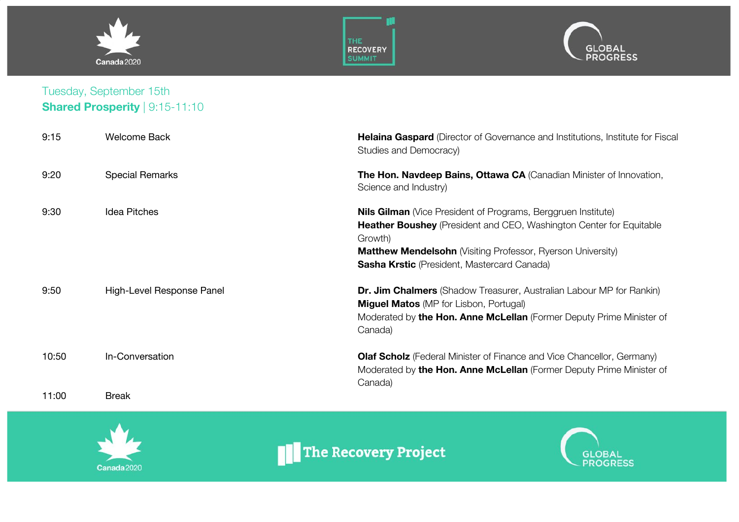Tuesday, September 15th

## **Shared Prosperity** | 9:15-11:10

| | | |
|---|---|---|
| 9:15 | Welcome Back | **Helaina Gaspard** (Director of Governance and Institutions, Institute for Fiscal Studies and Democracy) |
| 9:20 | Special Remarks | **The Hon. Navdeep Bains, Ottawa CA** (Canadian Minister of Innovation, Science and Industry) |
| 9:30 | Idea Pitches | **Nils Gilman** (Vice President of Programs, Berggruen Institute)<br>**Heather Boushey** (President and CEO, Washington Center for Equitable Growth)<br>**Matthew Mendelsohn** (Visiting Professor, Ryerson University)<br>**Sasha Krstic** (President, Mastercard Canada) |
| 9:50 | High-Level Response Panel | **Dr. Jim Chalmers** (Shadow Treasurer, Australian Labour MP for Rankin)<br>**Miguel Matos** (MP for Lisbon, Portugal)<br>Moderated by **the Hon. Anne McLellan** (Former Deputy Prime Minister of Canada) |
| 10:50 | In-Conversation | **Olaf Scholz** (Federal Minister of Finance and Vice Chancellor, Germany)<br>Moderated by **the Hon. Anne McLellan** (Former Deputy Prime Minister of Canada) |
| 11:00 | Break | |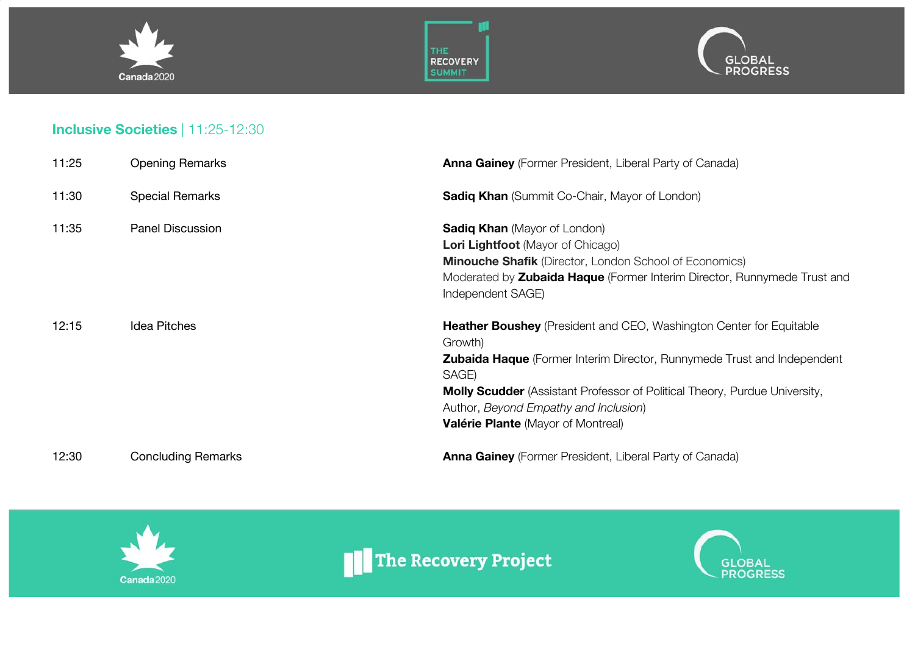## **Inclusive Societies** | 11:25-12:30

| | | |
|---|---|---|
| 11:25 | Opening Remarks | **Anna Gainey** (Former President, Liberal Party of Canada) |
| 11:30 | Special Remarks | **Sadiq Khan** (Summit Co-Chair, Mayor of London) |
| 11:35 | Panel Discussion | **Sadiq Khan** (Mayor of London)<br>**Lori Lightfoot** (Mayor of Chicago)<br>**Minouche Shafik** (Director, London School of Economics)<br>Moderated by **Zubaida Haque** (Former Interim Director, Runnymede Trust and Independent SAGE) |
| 12:15 | Idea Pitches | **Heather Boushey** (President and CEO, Washington Center for Equitable Growth)<br>**Zubaida Haque** (Former Interim Director, Runnymede Trust and Independent SAGE)<br>**Molly Scudder** (Assistant Professor of Political Theory, Purdue University, Author, *Beyond Empathy and Inclusion*)<br>**Valérie Plante** (Mayor of Montreal) |
| 12:30 | Concluding Remarks | **Anna Gainey** (Former President, Liberal Party of Canada) |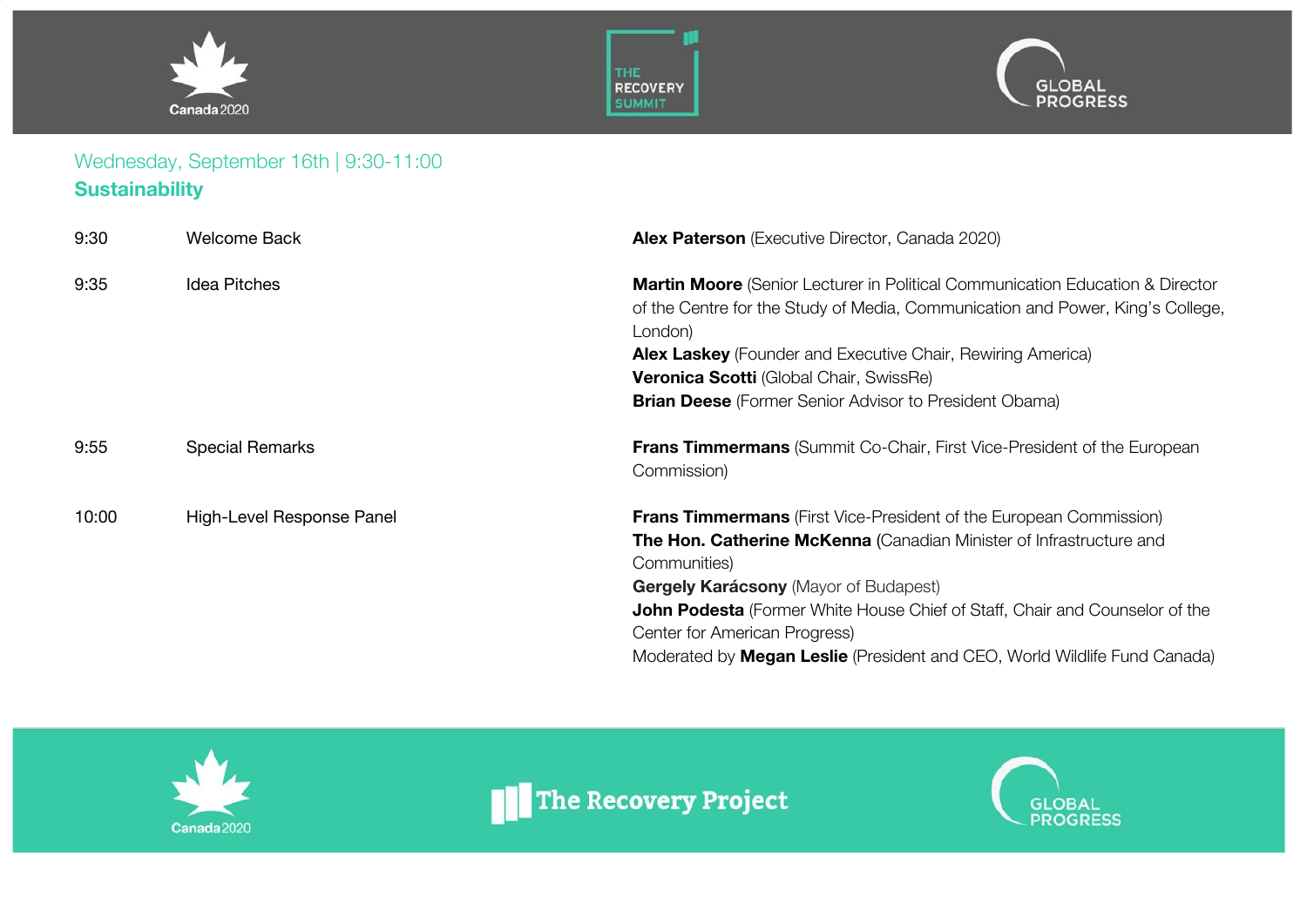Wednesday, September 16th | 9:30-11:00

## Sustainability

| | | |
|---|---|---|
| 9:30 | Welcome Back | **Alex Paterson** (Executive Director, Canada 2020) |
| 9:35 | Idea Pitches | **Martin Moore** (Senior Lecturer in Political Communication Education & Director of the Centre for the Study of Media, Communication and Power, King's College, London)<br>**Alex Laskey** (Founder and Executive Chair, Rewiring America)<br>**Veronica Scotti** (Global Chair, SwissRe)<br>**Brian Deese** (Former Senior Advisor to President Obama) |
| 9:55 | Special Remarks | **Frans Timmermans** (Summit Co-Chair, First Vice-President of the European Commission) |
| 10:00 | High-Level Response Panel | **Frans Timmermans** (First Vice-President of the European Commission)<br>**The Hon. Catherine McKenna** (Canadian Minister of Infrastructure and Communities)<br>**Gergely Karácsony** (Mayor of Budapest)<br>**John Podesta** (Former White House Chief of Staff, Chair and Counselor of the Center for American Progress)<br>Moderated by **Megan Leslie** (President and CEO, World Wildlife Fund Canada) |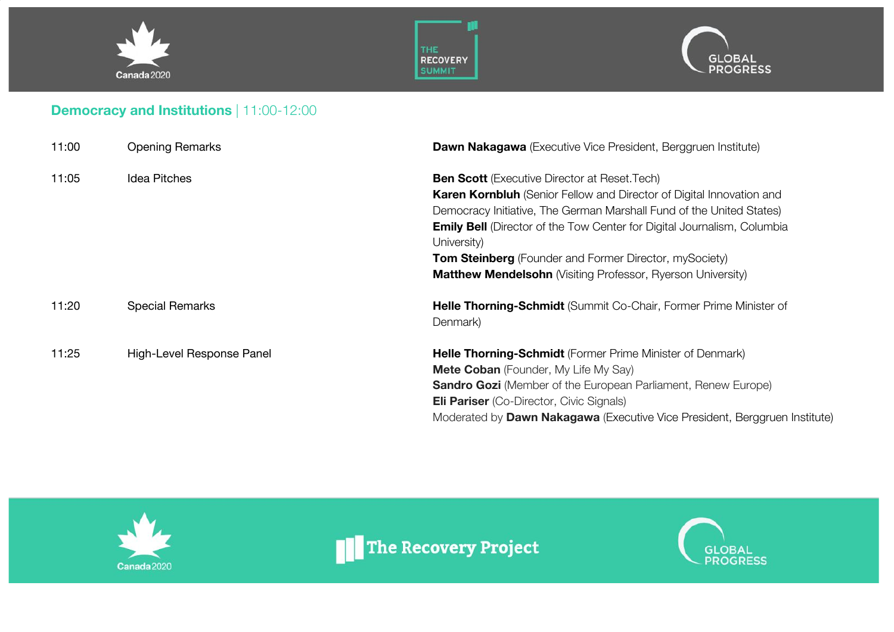## Democracy and Institutions | 11:00-12:00

| | | |
|---|---|---|
| 11:00 | Opening Remarks | **Dawn Nakagawa** (Executive Vice President, Berggruen Institute) |
| 11:05 | Idea Pitches | **Ben Scott** (Executive Director at Reset.Tech)<br>**Karen Kornbluh** (Senior Fellow and Director of Digital Innovation and Democracy Initiative, The German Marshall Fund of the United States)<br>**Emily Bell** (Director of the Tow Center for Digital Journalism, Columbia University)<br>**Tom Steinberg** (Founder and Former Director, mySociety)<br>**Matthew Mendelsohn** (Visiting Professor, Ryerson University) |
| 11:20 | Special Remarks | **Helle Thorning-Schmidt** (Summit Co-Chair, Former Prime Minister of Denmark) |
| 11:25 | High-Level Response Panel | **Helle Thorning-Schmidt** (Former Prime Minister of Denmark)<br>**Mete Coban** (Founder, My Life My Say)<br>**Sandro Gozi** (Member of the European Parliament, Renew Europe)<br>**Eli Pariser** (Co-Director, Civic Signals)<br>Moderated by **Dawn Nakagawa** (Executive Vice President, Berggruen Institute) |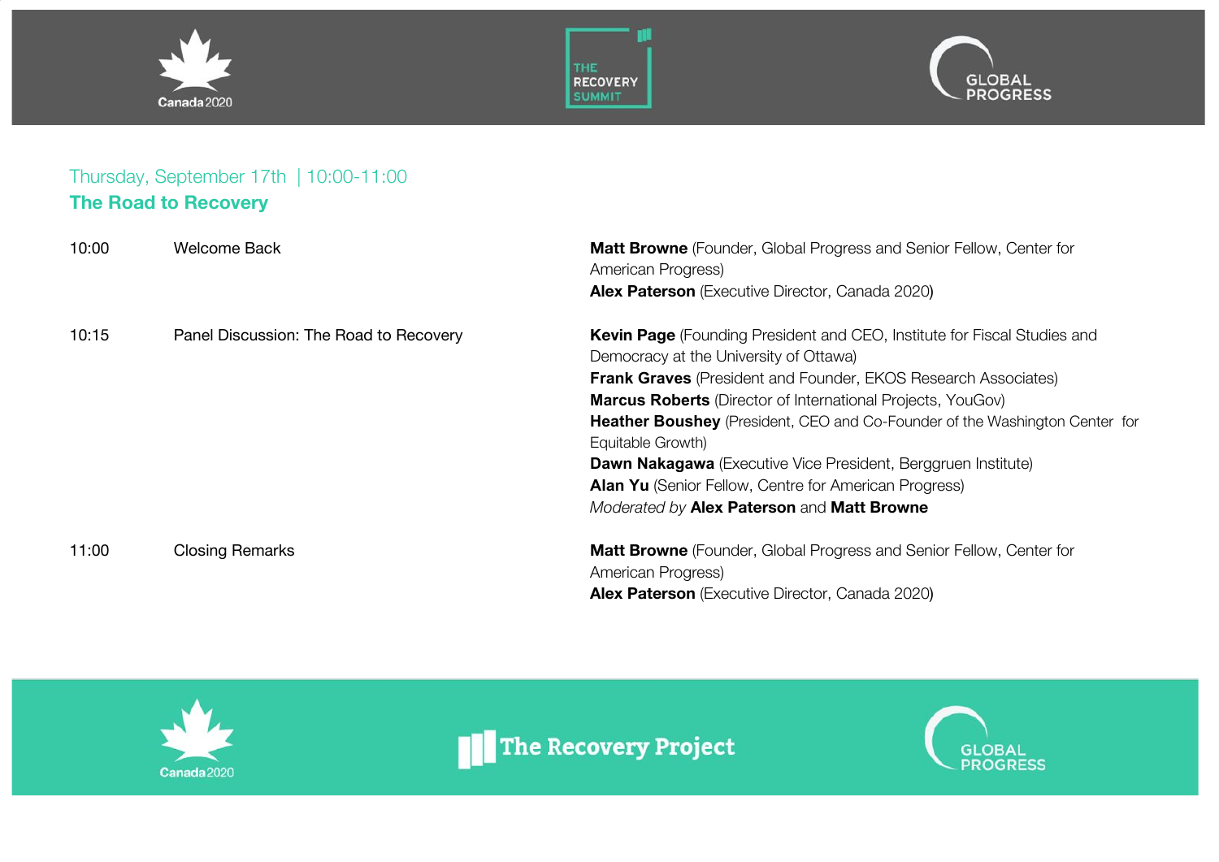Thursday, September 17th | 10:00-11:00

## The Road to Recovery

| | | |
|---|---|---|
| 10:00 | Welcome Back | **Matt Browne** (Founder, Global Progress and Senior Fellow, Center for American Progress)<br>**Alex Paterson** (Executive Director, Canada 2020) |
| 10:15 | Panel Discussion: The Road to Recovery | **Kevin Page** (Founding President and CEO, Institute for Fiscal Studies and Democracy at the University of Ottawa)<br>**Frank Graves** (President and Founder, EKOS Research Associates)<br>**Marcus Roberts** (Director of International Projects, YouGov)<br>**Heather Boushey** (President, CEO and Co-Founder of the Washington Center for Equitable Growth)<br>**Dawn Nakagawa** (Executive Vice President, Berggruen Institute)<br>**Alan Yu** (Senior Fellow, Centre for American Progress)<br>*Moderated by* **Alex Paterson** and **Matt Browne** |
| 11:00 | Closing Remarks | **Matt Browne** (Founder, Global Progress and Senior Fellow, Center for American Progress)<br>**Alex Paterson** (Executive Director, Canada 2020) |